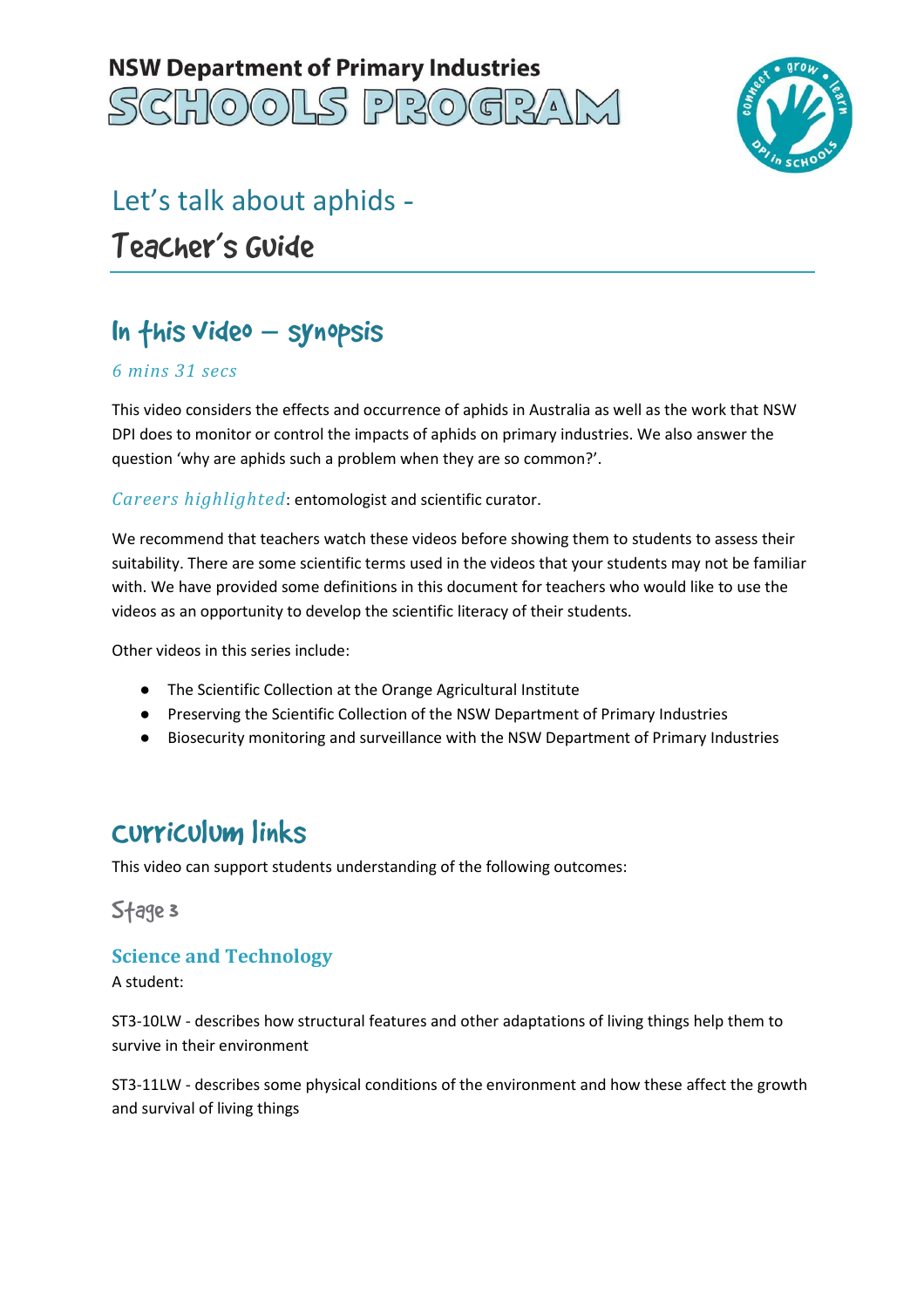NSW Department of Primary Industries

SCHOOLS PROGRAM

# Let's talk about aphids - Teacher's Guide

## In this video – synopsis

*6 mins 31 secs*

This video considers the effects and occurrence of aphids in Australia as well as the work that NSW DPI does to monitor or control the impacts of aphids on primary industries. We also answer the question 'why are aphids such a problem when they are so common?'.

*Careers highlighted*: entomologist and scientific curator.

We recommend that teachers watch these videos before showing them to students to assess their suitability. There are some scientific terms used in the videos that your students may not be familiar with. We have provided some definitions in this document for teachers who would like to use the videos as an opportunity to develop the scientific literacy of their students.

Other videos in this series include:

- The Scientific Collection at the Orange Agricultural Institute
- Preserving the Scientific Collection of the NSW Department of Primary Industries
- Biosecurity monitoring and surveillance with the NSW Department of Primary Industries

## Curriculum links

This video can support students understanding of the following outcomes:

### Stage 3

#### Science and Technology

A student:

ST3-10LW - describes how structural features and other adaptations of living things help them to survive in their environment

ST3-11LW - describes some physical conditions of the environment and how these affect the growth and survival of living things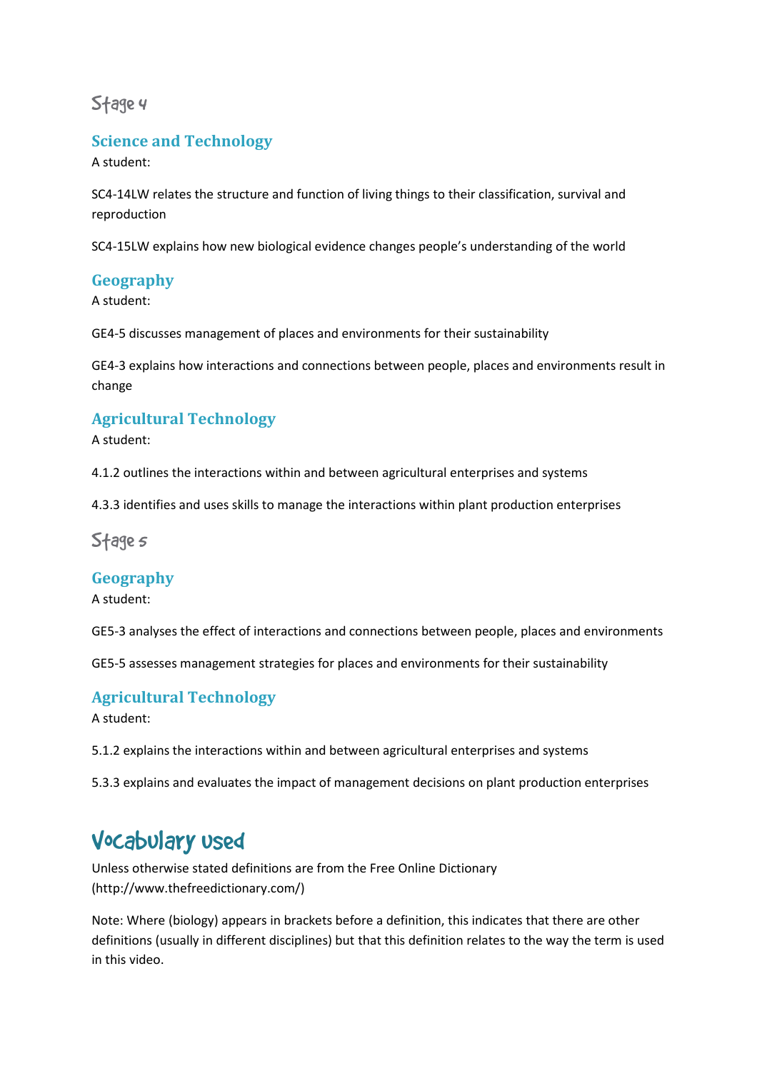## Stage 4

### Science and Technology

A student:

SC4-14LW relates the structure and function of living things to their classification, survival and reproduction

SC4-15LW explains how new biological evidence changes people's understanding of the world

### Geography

A student:

GE4-5 discusses management of places and environments for their sustainability

GE4-3 explains how interactions and connections between people, places and environments result in change

### Agricultural Technology

A student:

4.1.2 outlines the interactions within and between agricultural enterprises and systems

4.3.3 identifies and uses skills to manage the interactions within plant production enterprises

## Stage 5

### Geography

A student:

GE5-3 analyses the effect of interactions and connections between people, places and environments

GE5-5 assesses management strategies for places and environments for their sustainability

### Agricultural Technology

A student:

5.1.2 explains the interactions within and between agricultural enterprises and systems

5.3.3 explains and evaluates the impact of management decisions on plant production enterprises

# Vocabulary used

Unless otherwise stated definitions are from the Free Online Dictionary (http://www.thefreedictionary.com/)

Note: Where (biology) appears in brackets before a definition, this indicates that there are other definitions (usually in different disciplines) but that this definition relates to the way the term is used in this video.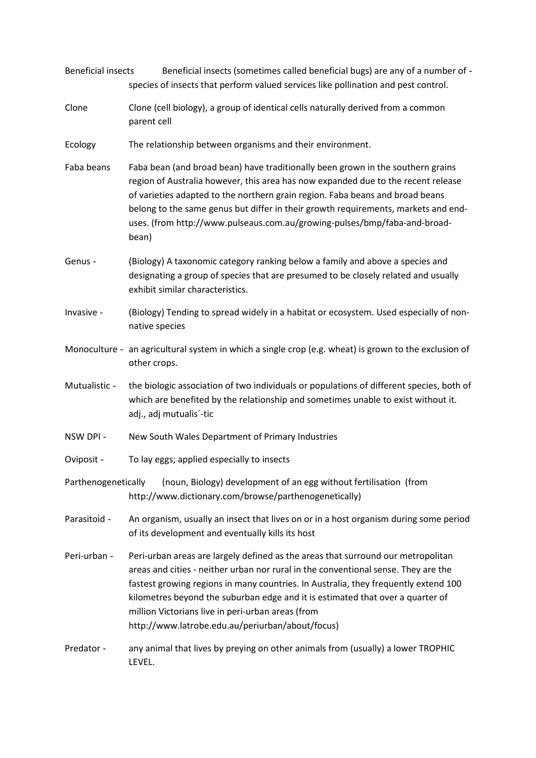Beneficial insects Beneficial insects (sometimes called beneficial bugs) are any of a number of - species of insects that perform valued services like pollination and pest control.

Clone Clone (cell biology), a group of identical cells naturally derived from a common parent cell

Ecology The relationship between organisms and their environment.

Faba beans Faba bean (and broad bean) have traditionally been grown in the southern grains region of Australia however, this area has now expanded due to the recent release of varieties adapted to the northern grain region. Faba beans and broad beans belong to the same genus but differ in their growth requirements, markets and end-uses. (from http://www.pulseaus.com.au/growing-pulses/bmp/faba-and-broad-bean)

Genus - (Biology) A taxonomic category ranking below a family and above a species and designating a group of species that are presumed to be closely related and usually exhibit similar characteristics.

Invasive - (Biology) Tending to spread widely in a habitat or ecosystem. Used especially of non-native species

Monoculture - an agricultural system in which a single crop (e.g. wheat) is grown to the exclusion of other crops.

Mutualistic - the biologic association of two individuals or populations of different species, both of which are benefited by the relationship and sometimes unable to exist without it. adj., adj mutualis´-tic

NSW DPI - New South Wales Department of Primary Industries

Oviposit - To lay eggs; applied especially to insects

Parthenogenetically (noun, Biology) development of an egg without fertilisation (from http://www.dictionary.com/browse/parthenogenetically)

Parasitoid - An organism, usually an insect that lives on or in a host organism during some period of its development and eventually kills its host

Peri-urban - Peri-urban areas are largely defined as the areas that surround our metropolitan areas and cities - neither urban nor rural in the conventional sense. They are the fastest growing regions in many countries. In Australia, they frequently extend 100 kilometres beyond the suburban edge and it is estimated that over a quarter of million Victorians live in peri-urban areas (from http://www.latrobe.edu.au/periurban/about/focus)

Predator - any animal that lives by preying on other animals from (usually) a lower TROPHIC LEVEL.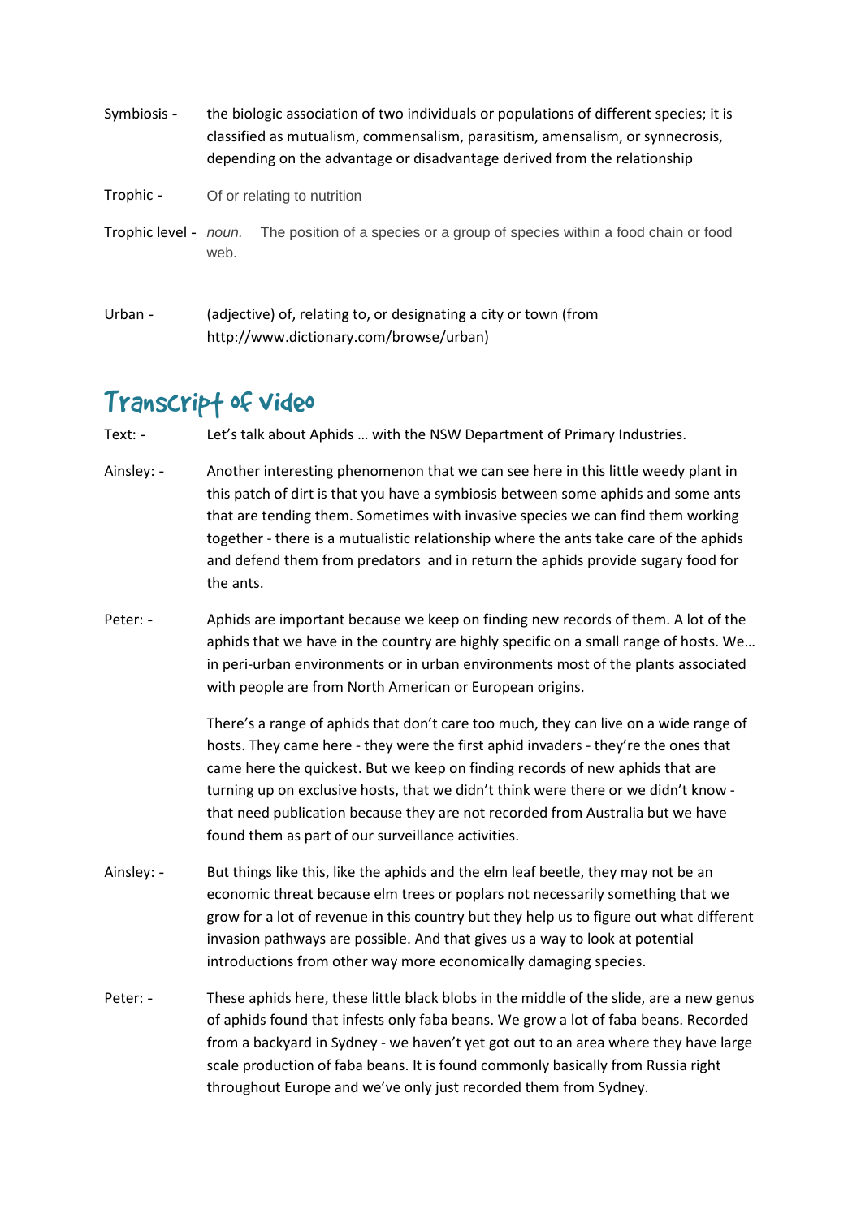Symbiosis - the biologic association of two individuals or populations of different species; it is classified as mutualism, commensalism, parasitism, amensalism, or synnecrosis, depending on the advantage or disadvantage derived from the relationship

Trophic - Of or relating to nutrition

Trophic level - *noun.* The position of a species or a group of species within a food chain or food web.

Urban - (adjective) of, relating to, or designating a city or town (from http://www.dictionary.com/browse/urban)

## Transcript of video

Text: - Let's talk about Aphids … with the NSW Department of Primary Industries.

Ainsley: - Another interesting phenomenon that we can see here in this little weedy plant in this patch of dirt is that you have a symbiosis between some aphids and some ants that are tending them. Sometimes with invasive species we can find them working together - there is a mutualistic relationship where the ants take care of the aphids and defend them from predators and in return the aphids provide sugary food for the ants.

Peter: - Aphids are important because we keep on finding new records of them. A lot of the aphids that we have in the country are highly specific on a small range of hosts. We… in peri-urban environments or in urban environments most of the plants associated with people are from North American or European origins.

There's a range of aphids that don't care too much, they can live on a wide range of hosts. They came here - they were the first aphid invaders - they're the ones that came here the quickest. But we keep on finding records of new aphids that are turning up on exclusive hosts, that we didn't think were there or we didn't know - that need publication because they are not recorded from Australia but we have found them as part of our surveillance activities.

Ainsley: - But things like this, like the aphids and the elm leaf beetle, they may not be an economic threat because elm trees or poplars not necessarily something that we grow for a lot of revenue in this country but they help us to figure out what different invasion pathways are possible. And that gives us a way to look at potential introductions from other way more economically damaging species.

Peter: - These aphids here, these little black blobs in the middle of the slide, are a new genus of aphids found that infests only faba beans. We grow a lot of faba beans. Recorded from a backyard in Sydney - we haven't yet got out to an area where they have large scale production of faba beans. It is found commonly basically from Russia right throughout Europe and we've only just recorded them from Sydney.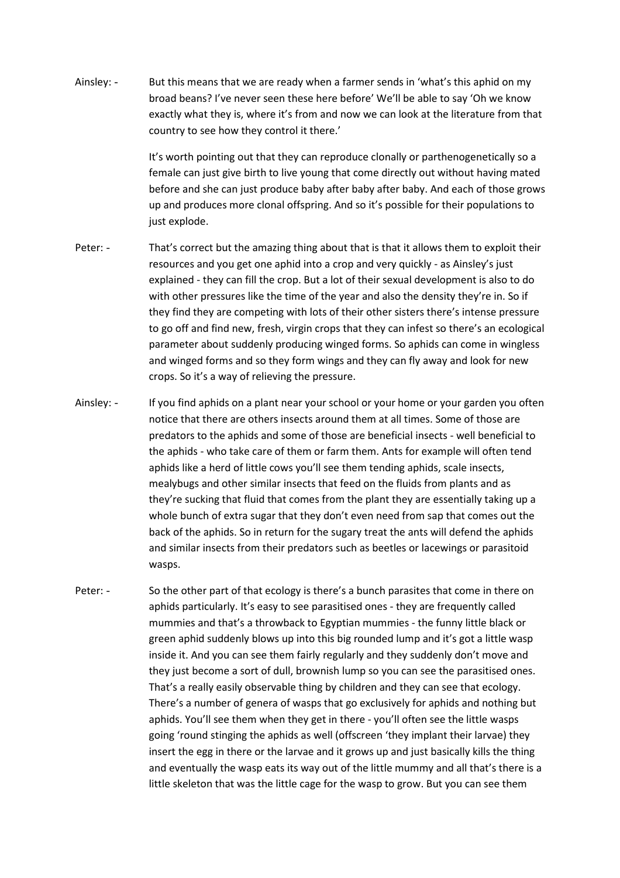Ainsley: - But this means that we are ready when a farmer sends in 'what's this aphid on my broad beans? I've never seen these here before' We'll be able to say 'Oh we know exactly what they is, where it's from and now we can look at the literature from that country to see how they control it there.'

It's worth pointing out that they can reproduce clonally or parthenogenetically so a female can just give birth to live young that come directly out without having mated before and she can just produce baby after baby after baby. And each of those grows up and produces more clonal offspring. And so it's possible for their populations to just explode.

Peter: - That's correct but the amazing thing about that is that it allows them to exploit their resources and you get one aphid into a crop and very quickly - as Ainsley's just explained - they can fill the crop. But a lot of their sexual development is also to do with other pressures like the time of the year and also the density they're in. So if they find they are competing with lots of their other sisters there's intense pressure to go off and find new, fresh, virgin crops that they can infest so there's an ecological parameter about suddenly producing winged forms. So aphids can come in wingless and winged forms and so they form wings and they can fly away and look for new crops. So it's a way of relieving the pressure.

Ainsley: - If you find aphids on a plant near your school or your home or your garden you often notice that there are others insects around them at all times. Some of those are predators to the aphids and some of those are beneficial insects - well beneficial to the aphids - who take care of them or farm them. Ants for example will often tend aphids like a herd of little cows you'll see them tending aphids, scale insects, mealybugs and other similar insects that feed on the fluids from plants and as they're sucking that fluid that comes from the plant they are essentially taking up a whole bunch of extra sugar that they don't even need from sap that comes out the back of the aphids. So in return for the sugary treat the ants will defend the aphids and similar insects from their predators such as beetles or lacewings or parasitoid wasps.

Peter: - So the other part of that ecology is there's a bunch parasites that come in there on aphids particularly. It's easy to see parasitised ones - they are frequently called mummies and that's a throwback to Egyptian mummies - the funny little black or green aphid suddenly blows up into this big rounded lump and it's got a little wasp inside it. And you can see them fairly regularly and they suddenly don't move and they just become a sort of dull, brownish lump so you can see the parasitised ones. That's a really easily observable thing by children and they can see that ecology. There's a number of genera of wasps that go exclusively for aphids and nothing but aphids. You'll see them when they get in there - you'll often see the little wasps going 'round stinging the aphids as well (offscreen 'they implant their larvae) they insert the egg in there or the larvae and it grows up and just basically kills the thing and eventually the wasp eats its way out of the little mummy and all that's there is a little skeleton that was the little cage for the wasp to grow. But you can see them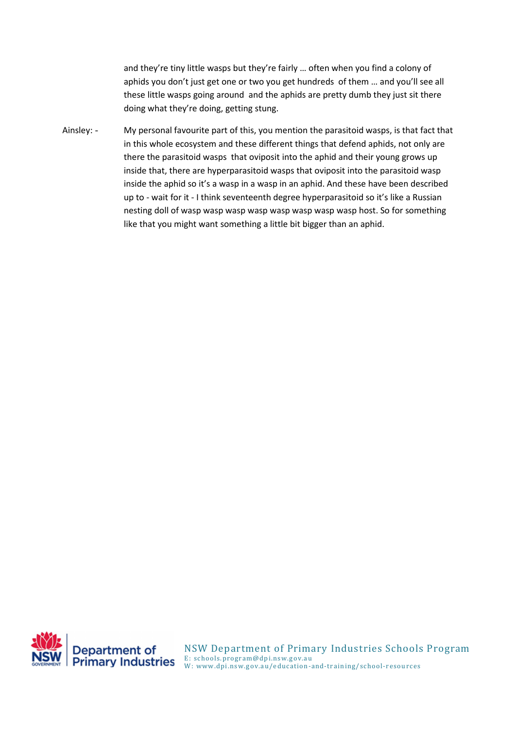and they're tiny little wasps but they're fairly … often when you find a colony of aphids you don't just get one or two you get hundreds of them … and you'll see all these little wasps going around and the aphids are pretty dumb they just sit there doing what they're doing, getting stung.

Ainsley: - My personal favourite part of this, you mention the parasitoid wasps, is that fact that in this whole ecosystem and these different things that defend aphids, not only are there the parasitoid wasps that oviposit into the aphid and their young grows up inside that, there are hyperparasitoid wasps that oviposit into the parasitoid wasp inside the aphid so it's a wasp in a wasp in an aphid. And these have been described up to - wait for it - I think seventeenth degree hyperparasitoid so it's like a Russian nesting doll of wasp wasp wasp wasp wasp wasp wasp wasp host. So for something like that you might want something a little bit bigger than an aphid.